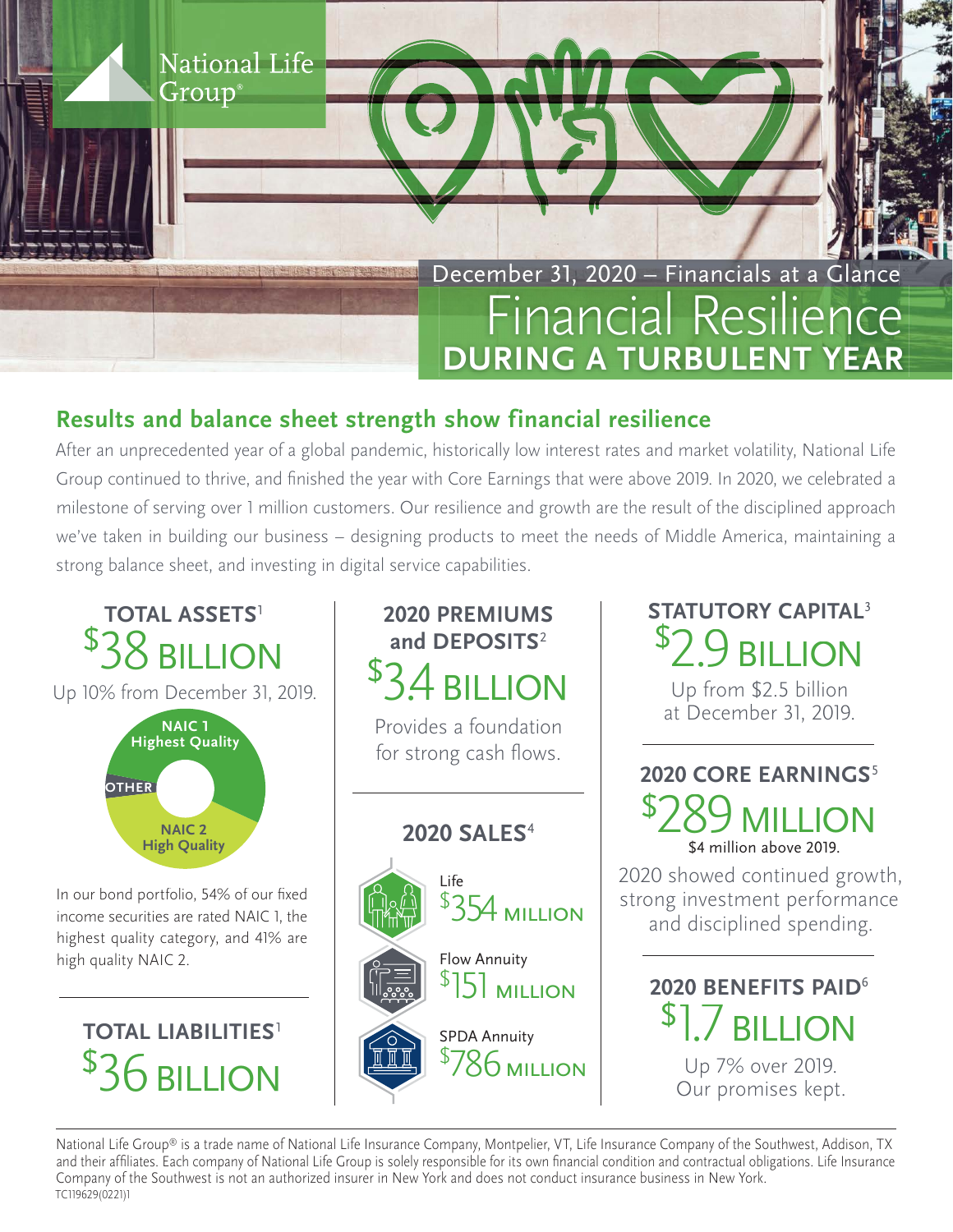National Life Group®

December 31, 2020 – Financials at a Glance

# Financial Resilience DURING A TURBULENT YEAR

## Results and balance sheet strength show financial resilience

After an unprecedented year of a global pandemic, historically low interest rates and market volatility, National Life Group continued to thrive, and finished the year with Core Earnings that were above 2019. In 2020, we celebrated a milestone of serving over 1 million customers. Our resilience and growth are the result of the disciplined approach we've taken in building our business – designing products to meet the needs of Middle America, maintaining a strong balance sheet, and investing in digital service capabilities.

### TOTAL ASSETS[1]

**$38 BILLION**

Up 10% from December 31, 2019.

- NAIC 1 Highest Quality
- NAIC 2 High Quality
- OTHER

In our bond portfolio, 54% of our fixed income securities are rated NAIC 1, the highest quality category, and 41% are high quality NAIC 2.

### TOTAL LIABILITIES[1]

**$36 BILLION**

### 2020 PREMIUMS and DEPOSITS[2]

**$3.4 BILLION**

Provides a foundation for strong cash flows.

### 2020 SALES[4]

- Life: **$354 MILLION**
- Flow Annuity: **$151 MILLION**
- SPDA Annuity: **$786 MILLION**

### STATUTORY CAPITAL[3]

**$2.9 BILLION**

Up from $2.5 billion at December 31, 2019.

### 2020 CORE EARNINGS[5]

**$289 MILLION**

$4 million above 2019.

2020 showed continued growth, strong investment performance and disciplined spending.

### 2020 BENEFITS PAID[6]

**$1.7 BILLION**

Up 7% over 2019. Our promises kept.

---

National Life Group® is a trade name of National Life Insurance Company, Montpelier, VT, Life Insurance Company of the Southwest, Addison, TX and their affiliates. Each company of National Life Group is solely responsible for its own financial condition and contractual obligations. Life Insurance Company of the Southwest is not an authorized insurer in New York and does not conduct insurance business in New York.

TC119629(0221)1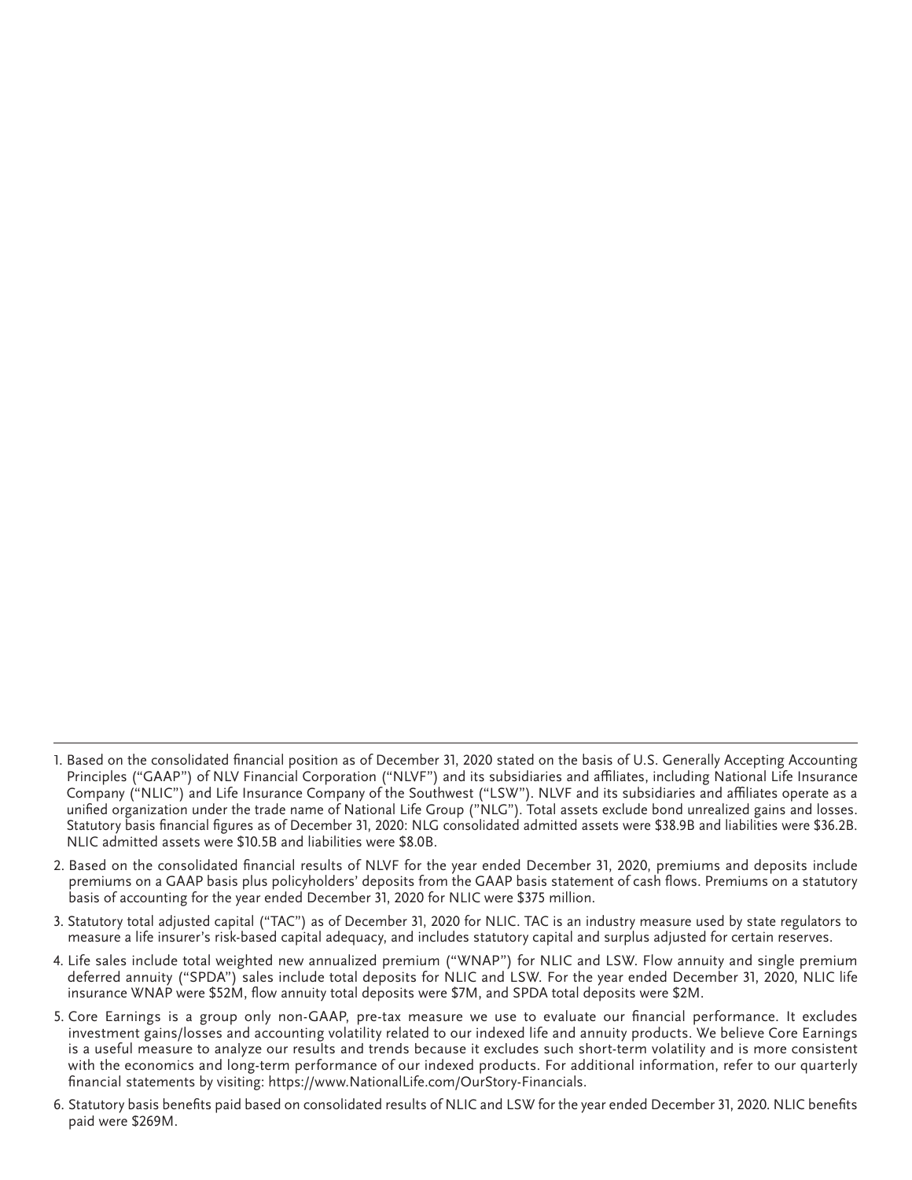1. Based on the consolidated financial position as of December 31, 2020 stated on the basis of U.S. Generally Accepting Accounting Principles ("GAAP") of NLV Financial Corporation ("NLVF") and its subsidiaries and affiliates, including National Life Insurance Company ("NLIC") and Life Insurance Company of the Southwest ("LSW"). NLVF and its subsidiaries and affiliates operate as a unified organization under the trade name of National Life Group ("NLG"). Total assets exclude bond unrealized gains and losses. Statutory basis financial figures as of December 31, 2020: NLG consolidated admitted assets were $38.9B and liabilities were $36.2B. NLIC admitted assets were $10.5B and liabilities were $8.0B.

2. Based on the consolidated financial results of NLVF for the year ended December 31, 2020, premiums and deposits include premiums on a GAAP basis plus policyholders' deposits from the GAAP basis statement of cash flows. Premiums on a statutory basis of accounting for the year ended December 31, 2020 for NLIC were $375 million.

3. Statutory total adjusted capital ("TAC") as of December 31, 2020 for NLIC. TAC is an industry measure used by state regulators to measure a life insurer's risk-based capital adequacy, and includes statutory capital and surplus adjusted for certain reserves.

4. Life sales include total weighted new annualized premium ("WNAP") for NLIC and LSW. Flow annuity and single premium deferred annuity ("SPDA") sales include total deposits for NLIC and LSW. For the year ended December 31, 2020, NLIC life insurance WNAP were $52M, flow annuity total deposits were $7M, and SPDA total deposits were $2M.

5. Core Earnings is a group only non-GAAP, pre-tax measure we use to evaluate our financial performance. It excludes investment gains/losses and accounting volatility related to our indexed life and annuity products. We believe Core Earnings is a useful measure to analyze our results and trends because it excludes such short-term volatility and is more consistent with the economics and long-term performance of our indexed products. For additional information, refer to our quarterly financial statements by visiting: https://www.NationalLife.com/OurStory-Financials.

6. Statutory basis benefits paid based on consolidated results of NLIC and LSW for the year ended December 31, 2020. NLIC benefits paid were $269M.